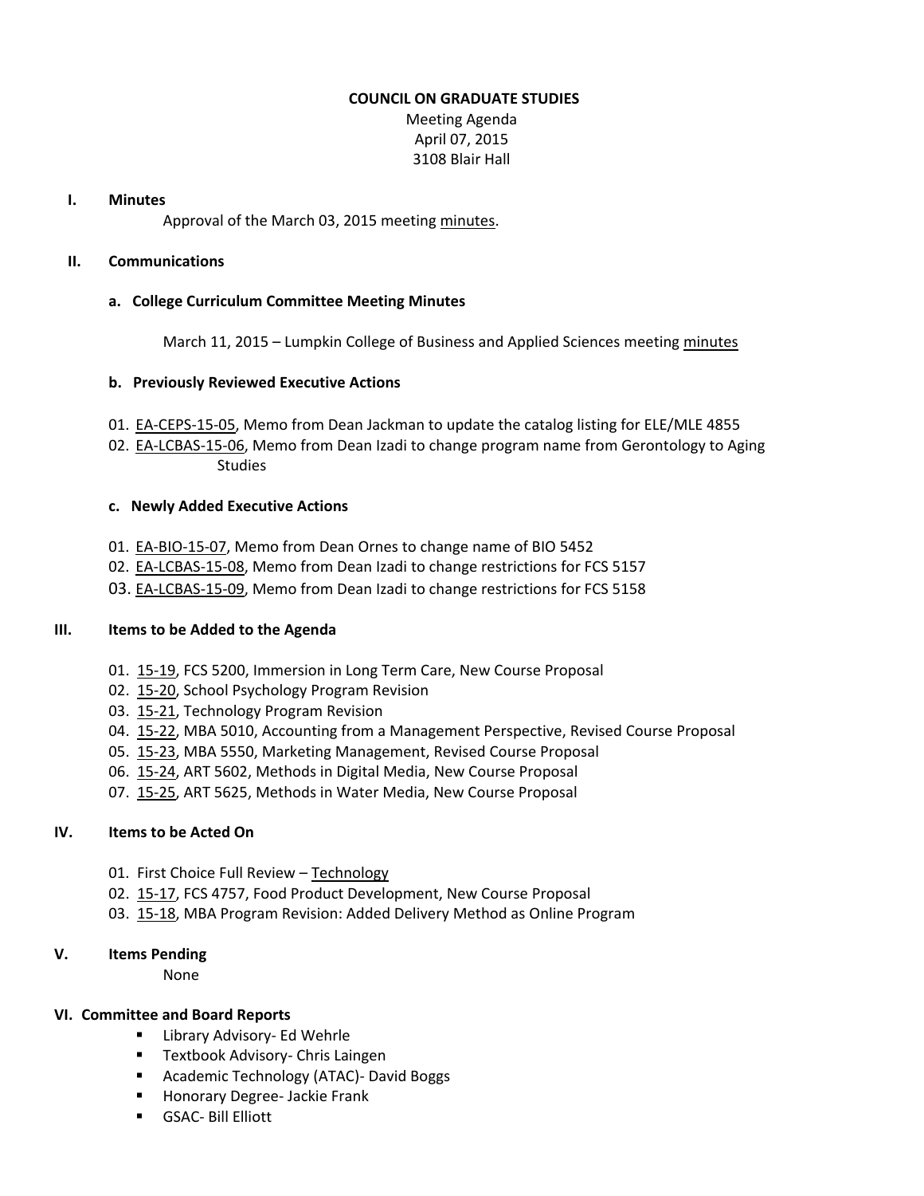**COUNCIL ON GRADUATE STUDIES**

Meeting Agenda
April 07, 2015
3108 Blair Hall

## I. Minutes

Approval of the March 03, 2015 meeting minutes.

## II. Communications

### a. College Curriculum Committee Meeting Minutes

March 11, 2015 – Lumpkin College of Business and Applied Sciences meeting minutes

### b. Previously Reviewed Executive Actions

01. EA-CEPS-15-05, Memo from Dean Jackman to update the catalog listing for ELE/MLE 4855
02. EA-LCBAS-15-06, Memo from Dean Izadi to change program name from Gerontology to Aging Studies

### c. Newly Added Executive Actions

01. EA-BIO-15-07, Memo from Dean Ornes to change name of BIO 5452
02. EA-LCBAS-15-08, Memo from Dean Izadi to change restrictions for FCS 5157
03. EA-LCBAS-15-09, Memo from Dean Izadi to change restrictions for FCS 5158

## III. Items to be Added to the Agenda

01. 15-19, FCS 5200, Immersion in Long Term Care, New Course Proposal
02. 15-20, School Psychology Program Revision
03. 15-21, Technology Program Revision
04. 15-22, MBA 5010, Accounting from a Management Perspective, Revised Course Proposal
05. 15-23, MBA 5550, Marketing Management, Revised Course Proposal
06. 15-24, ART 5602, Methods in Digital Media, New Course Proposal
07. 15-25, ART 5625, Methods in Water Media, New Course Proposal

## IV. Items to be Acted On

01. First Choice Full Review – Technology
02. 15-17, FCS 4757, Food Product Development, New Course Proposal
03. 15-18, MBA Program Revision: Added Delivery Method as Online Program

## V. Items Pending

None

## VI. Committee and Board Reports

- Library Advisory- Ed Wehrle
- Textbook Advisory- Chris Laingen
- Academic Technology (ATAC)- David Boggs
- Honorary Degree- Jackie Frank
- GSAC- Bill Elliott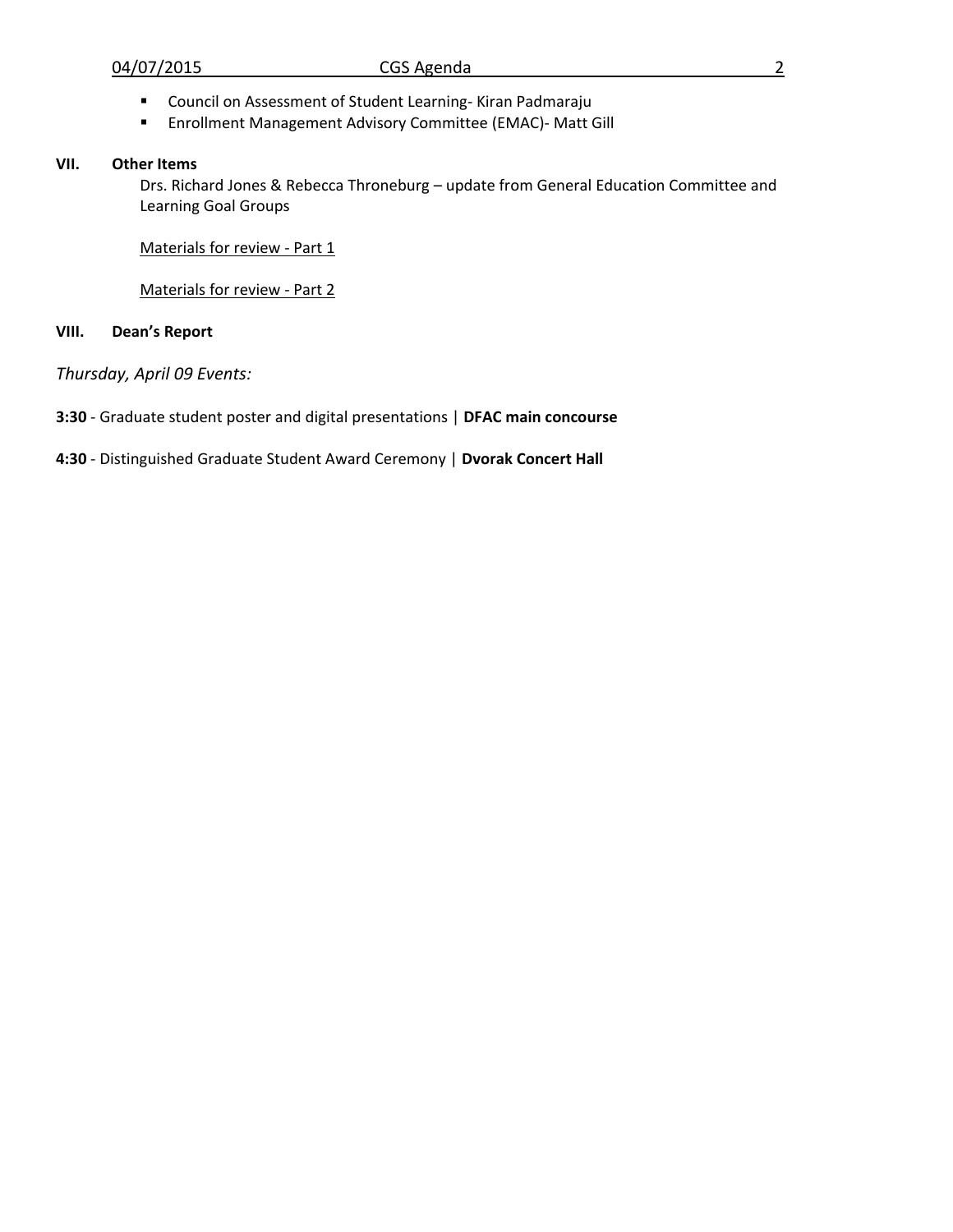- Council on Assessment of Student Learning- Kiran Padmaraju
- Enrollment Management Advisory Committee (EMAC)- Matt Gill

**VII. Other Items**

Drs. Richard Jones & Rebecca Throneburg – update from General Education Committee and Learning Goal Groups

Materials for review - Part 1

Materials for review - Part 2

**VIII. Dean's Report**

*Thursday, April 09 Events:*

**3:30** - Graduate student poster and digital presentations | **DFAC main concourse**

**4:30** - Distinguished Graduate Student Award Ceremony | **Dvorak Concert Hall**